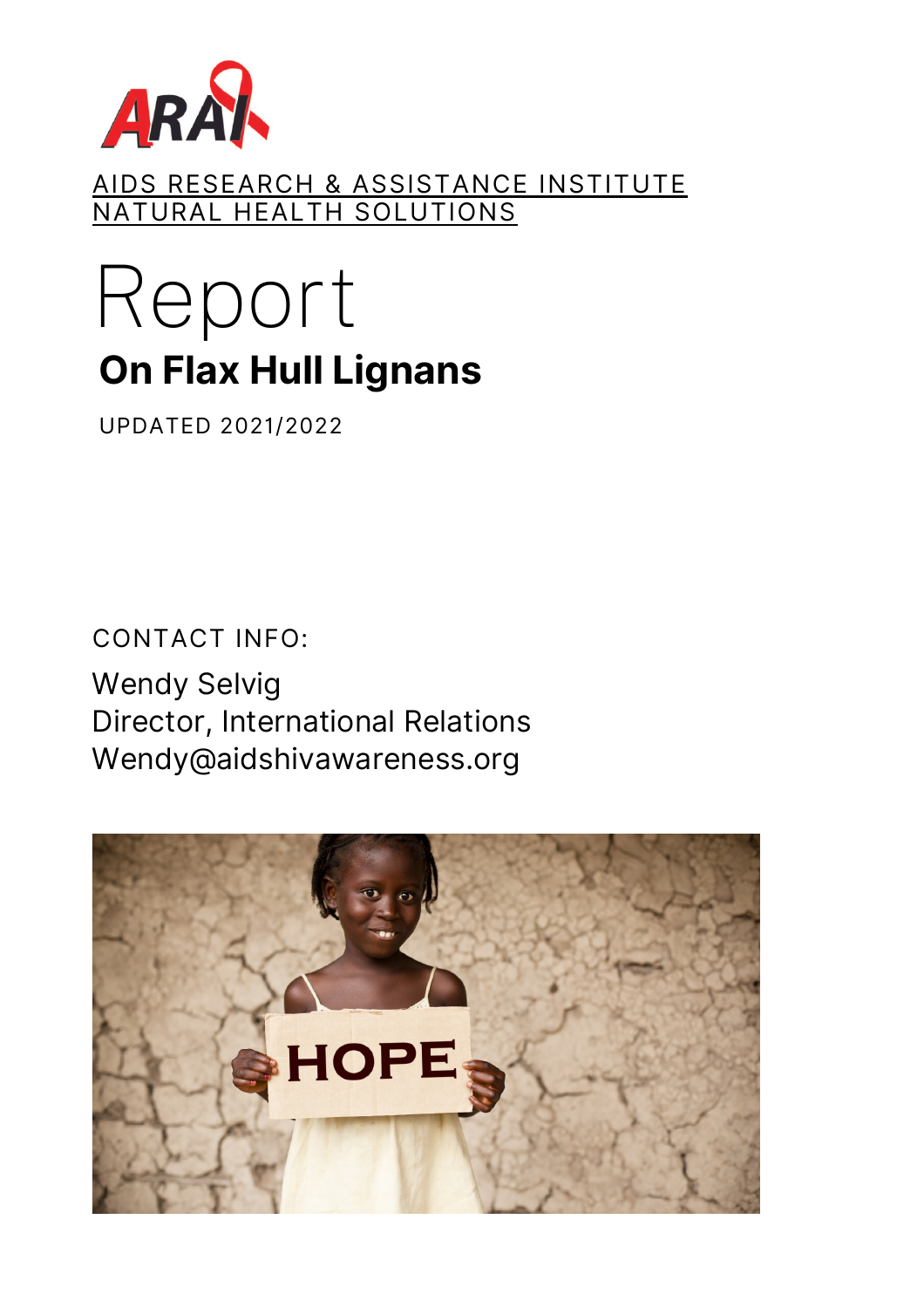AIDS RESEARCH & ASSISTANCE INSTITUTE
NATURAL HEALTH SOLUTIONS

# Report

## On Flax Hull Lignans

UPDATED 2021/2022

CONTACT INFO:

Wendy Selvig
Director, International Relations
Wendy@aidshivawareness.org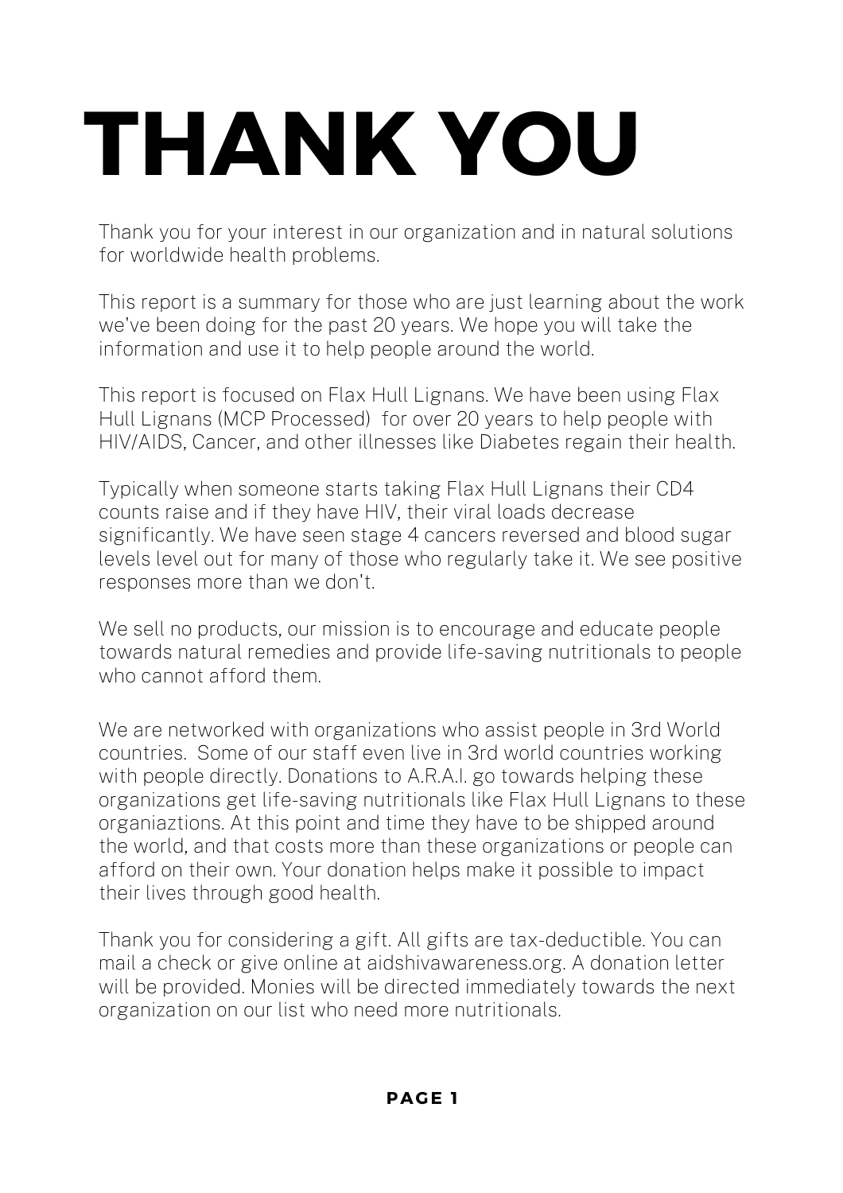# THANK YOU

Thank you for your interest in our organization and in natural solutions for worldwide health problems.

This report is a summary for those who are just learning about the work we've been doing for the past 20 years. We hope you will take the information and use it to help people around the world.

This report is focused on Flax Hull Lignans. We have been using Flax Hull Lignans (MCP Processed) for over 20 years to help people with HIV/AIDS, Cancer, and other illnesses like Diabetes regain their health.

Typically when someone starts taking Flax Hull Lignans their CD4 counts raise and if they have HIV, their viral loads decrease significantly. We have seen stage 4 cancers reversed and blood sugar levels level out for many of those who regularly take it. We see positive responses more than we don't.

We sell no products, our mission is to encourage and educate people towards natural remedies and provide life-saving nutritionals to people who cannot afford them.

We are networked with organizations who assist people in 3rd World countries. Some of our staff even live in 3rd world countries working with people directly. Donations to A.R.A.I. go towards helping these organizations get life-saving nutritionals like Flax Hull Lignans to these organiaztions. At this point and time they have to be shipped around the world, and that costs more than these organizations or people can afford on their own. Your donation helps make it possible to impact their lives through good health.

Thank you for considering a gift. All gifts are tax-deductible. You can mail a check or give online at aidshivawareness.org. A donation letter will be provided. Monies will be directed immediately towards the next organization on our list who need more nutritionals.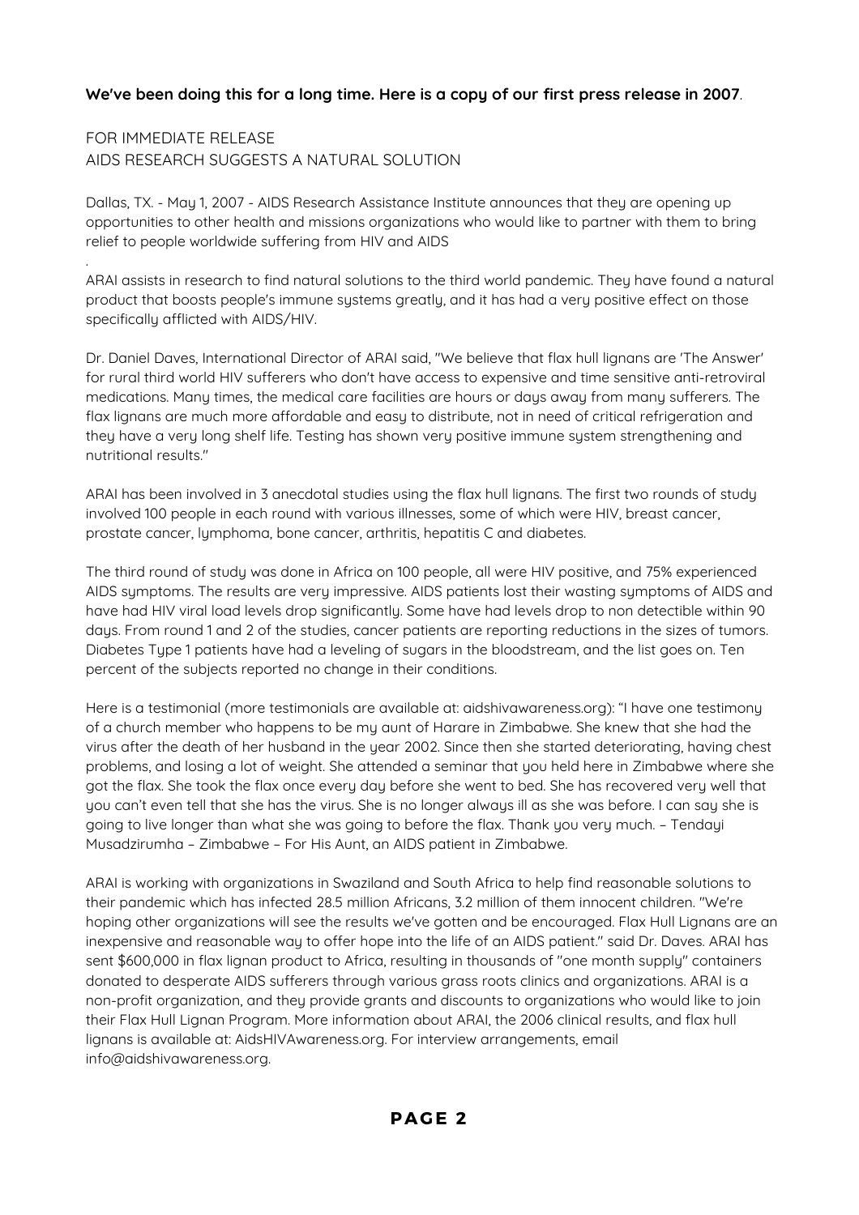**We've been doing this for a long time. Here is a copy of our first press release in 2007**.

FOR IMMEDIATE RELEASE
AIDS RESEARCH SUGGESTS A NATURAL SOLUTION

Dallas, TX. - May 1, 2007 - AIDS Research Assistance Institute announces that they are opening up opportunities to other health and missions organizations who would like to partner with them to bring relief to people worldwide suffering from HIV and AIDS

.

ARAI assists in research to find natural solutions to the third world pandemic. They have found a natural product that boosts people's immune systems greatly, and it has had a very positive effect on those specifically afflicted with AIDS/HIV.

Dr. Daniel Daves, International Director of ARAI said, "We believe that flax hull lignans are 'The Answer' for rural third world HIV sufferers who don't have access to expensive and time sensitive anti-retroviral medications. Many times, the medical care facilities are hours or days away from many sufferers. The flax lignans are much more affordable and easy to distribute, not in need of critical refrigeration and they have a very long shelf life. Testing has shown very positive immune system strengthening and nutritional results."

ARAI has been involved in 3 anecdotal studies using the flax hull lignans. The first two rounds of study involved 100 people in each round with various illnesses, some of which were HIV, breast cancer, prostate cancer, lymphoma, bone cancer, arthritis, hepatitis C and diabetes.

The third round of study was done in Africa on 100 people, all were HIV positive, and 75% experienced AIDS symptoms. The results are very impressive. AIDS patients lost their wasting symptoms of AIDS and have had HIV viral load levels drop significantly. Some have had levels drop to non detectible within 90 days. From round 1 and 2 of the studies, cancer patients are reporting reductions in the sizes of tumors. Diabetes Type 1 patients have had a leveling of sugars in the bloodstream, and the list goes on. Ten percent of the subjects reported no change in their conditions.

Here is a testimonial (more testimonials are available at: aidshivawareness.org): "I have one testimony of a church member who happens to be my aunt of Harare in Zimbabwe. She knew that she had the virus after the death of her husband in the year 2002. Since then she started deteriorating, having chest problems, and losing a lot of weight. She attended a seminar that you held here in Zimbabwe where she got the flax. She took the flax once every day before she went to bed. She has recovered very well that you can't even tell that she has the virus. She is no longer always ill as she was before. I can say she is going to live longer than what she was going to before the flax. Thank you very much. – Tendayi Musadzirumha – Zimbabwe – For His Aunt, an AIDS patient in Zimbabwe.

ARAI is working with organizations in Swaziland and South Africa to help find reasonable solutions to their pandemic which has infected 28.5 million Africans, 3.2 million of them innocent children. "We're hoping other organizations will see the results we've gotten and be encouraged. Flax Hull Lignans are an inexpensive and reasonable way to offer hope into the life of an AIDS patient." said Dr. Daves. ARAI has sent $600,000 in flax lignan product to Africa, resulting in thousands of "one month supply" containers donated to desperate AIDS sufferers through various grass roots clinics and organizations. ARAI is a non-profit organization, and they provide grants and discounts to organizations who would like to join their Flax Hull Lignan Program. More information about ARAI, the 2006 clinical results, and flax hull lignans is available at: AidsHIVAwareness.org. For interview arrangements, email info@aidshivawareness.org.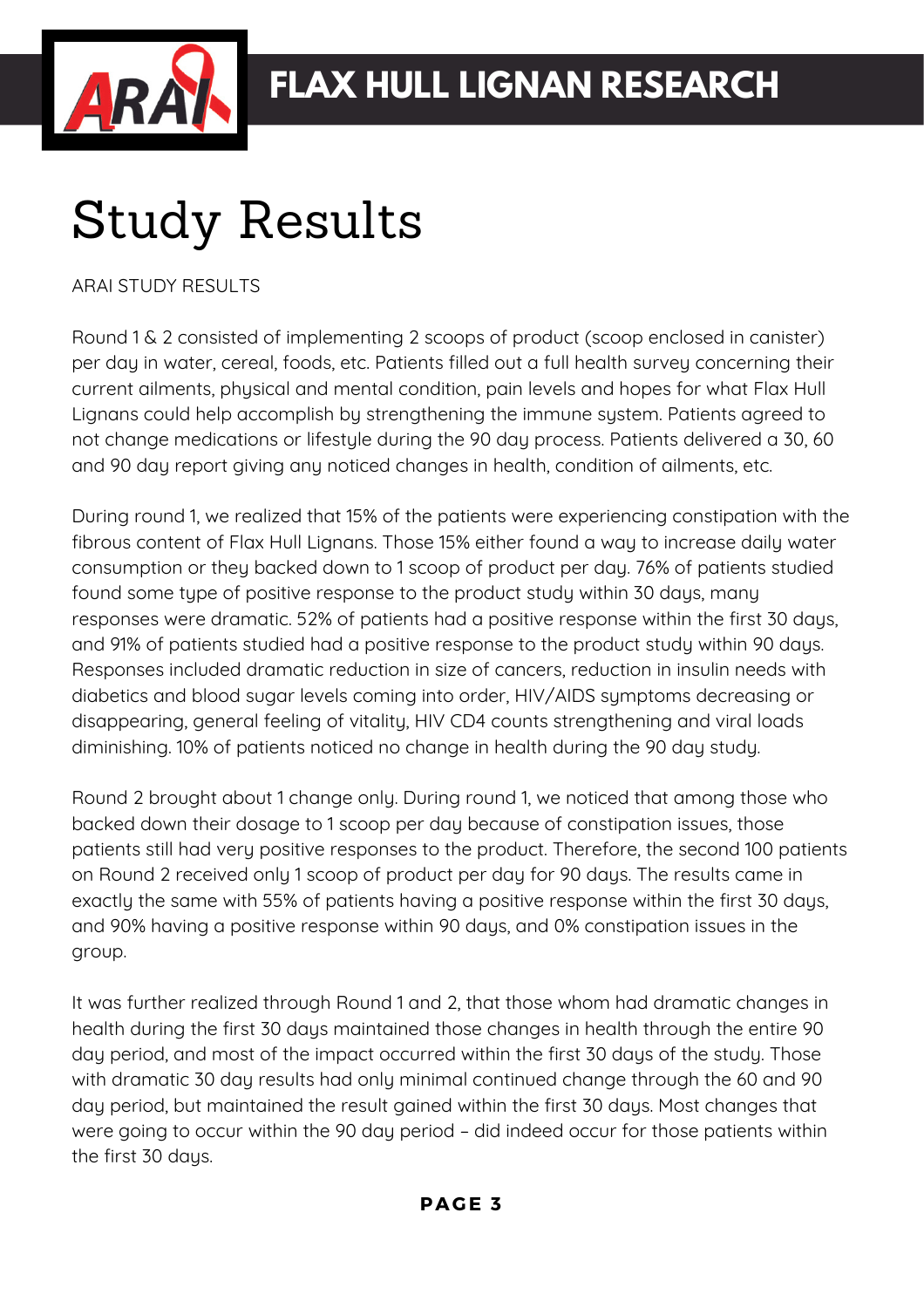# Study Results

ARAI STUDY RESULTS

Round 1 & 2 consisted of implementing 2 scoops of product (scoop enclosed in canister) per day in water, cereal, foods, etc. Patients filled out a full health survey concerning their current ailments, physical and mental condition, pain levels and hopes for what Flax Hull Lignans could help accomplish by strengthening the immune system. Patients agreed to not change medications or lifestyle during the 90 day process. Patients delivered a 30, 60 and 90 day report giving any noticed changes in health, condition of ailments, etc.

During round 1, we realized that 15% of the patients were experiencing constipation with the fibrous content of Flax Hull Lignans. Those 15% either found a way to increase daily water consumption or they backed down to 1 scoop of product per day. 76% of patients studied found some type of positive response to the product study within 30 days, many responses were dramatic. 52% of patients had a positive response within the first 30 days, and 91% of patients studied had a positive response to the product study within 90 days. Responses included dramatic reduction in size of cancers, reduction in insulin needs with diabetics and blood sugar levels coming into order, HIV/AIDS symptoms decreasing or disappearing, general feeling of vitality, HIV CD4 counts strengthening and viral loads diminishing. 10% of patients noticed no change in health during the 90 day study.

Round 2 brought about 1 change only. During round 1, we noticed that among those who backed down their dosage to 1 scoop per day because of constipation issues, those patients still had very positive responses to the product. Therefore, the second 100 patients on Round 2 received only 1 scoop of product per day for 90 days. The results came in exactly the same with 55% of patients having a positive response within the first 30 days, and 90% having a positive response within 90 days, and 0% constipation issues in the group.

It was further realized through Round 1 and 2, that those whom had dramatic changes in health during the first 30 days maintained those changes in health through the entire 90 day period, and most of the impact occurred within the first 30 days of the study. Those with dramatic 30 day results had only minimal continued change through the 60 and 90 day period, but maintained the result gained within the first 30 days. Most changes that were going to occur within the 90 day period – did indeed occur for those patients within the first 30 days.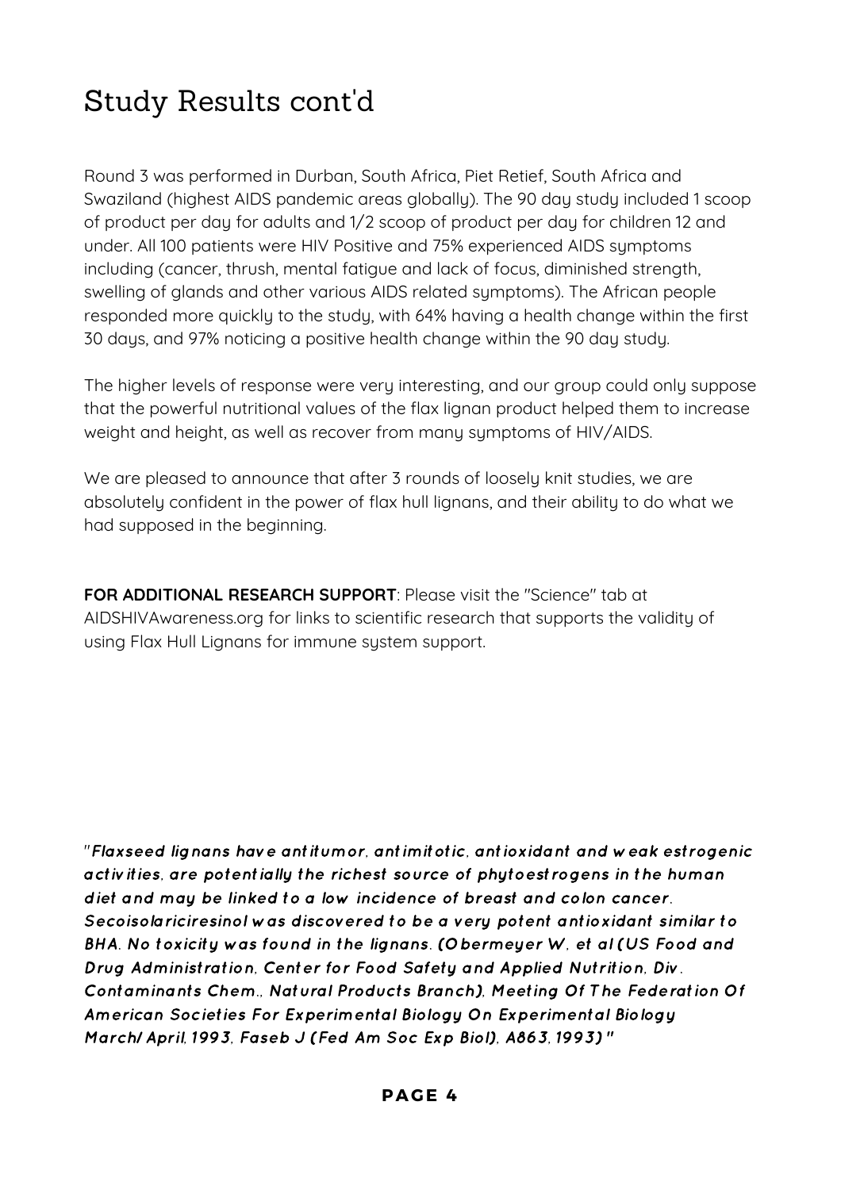# Study Results cont'd

Round 3 was performed in Durban, South Africa, Piet Retief, South Africa and Swaziland (highest AIDS pandemic areas globally). The 90 day study included 1 scoop of product per day for adults and 1/2 scoop of product per day for children 12 and under. All 100 patients were HIV Positive and 75% experienced AIDS symptoms including (cancer, thrush, mental fatigue and lack of focus, diminished strength, swelling of glands and other various AIDS related symptoms). The African people responded more quickly to the study, with 64% having a health change within the first 30 days, and 97% noticing a positive health change within the 90 day study.

The higher levels of response were very interesting, and our group could only suppose that the powerful nutritional values of the flax lignan product helped them to increase weight and height, as well as recover from many symptoms of HIV/AIDS.

We are pleased to announce that after 3 rounds of loosely knit studies, we are absolutely confident in the power of flax hull lignans, and their ability to do what we had supposed in the beginning.

**FOR ADDITIONAL RESEARCH SUPPORT**: Please visit the "Science" tab at AIDSHIVAwareness.org for links to scientific research that supports the validity of using Flax Hull Lignans for immune system support.

***"Flaxseed lignans have antitumor, antimitotic, antioxidant and weak estrogenic activities, are potentially the richest source of phytoestrogens in the human diet and may be linked to a low incidence of breast and colon cancer. Secoisolariciresinol was discovered to be a very potent antioxidant similar to BHA. No toxicity was found in the lignans. (Obermeyer W. et al (US Food and Drug Administration, Center for Food Safety and Applied Nutrition, Div. Contaminants Chem., Natural Products Branch), Meeting Of The Federation Of American Societies For Experimental Biology On Experimental Biology March/April, 1993, Faseb J (Fed Am Soc Exp Biol), A863, 1993)"***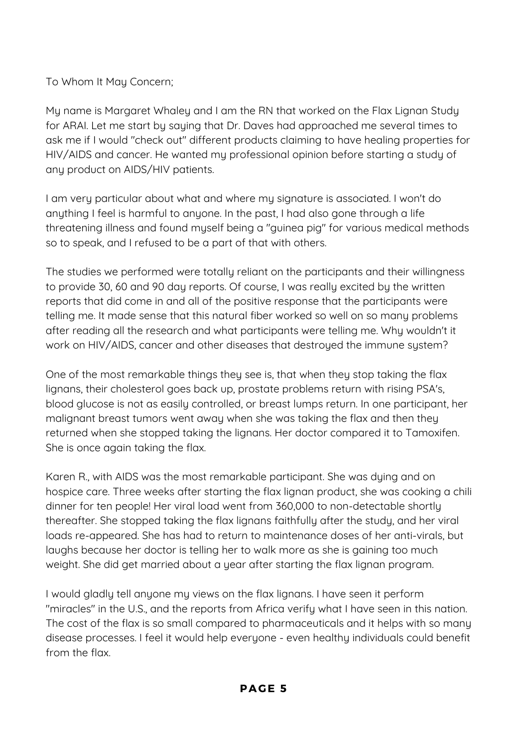To Whom It May Concern;

My name is Margaret Whaley and I am the RN that worked on the Flax Lignan Study for ARAI. Let me start by saying that Dr. Daves had approached me several times to ask me if I would "check out" different products claiming to have healing properties for HIV/AIDS and cancer. He wanted my professional opinion before starting a study of any product on AIDS/HIV patients.

I am very particular about what and where my signature is associated. I won't do anything I feel is harmful to anyone. In the past, I had also gone through a life threatening illness and found myself being a "guinea pig" for various medical methods so to speak, and I refused to be a part of that with others.

The studies we performed were totally reliant on the participants and their willingness to provide 30, 60 and 90 day reports. Of course, I was really excited by the written reports that did come in and all of the positive response that the participants were telling me. It made sense that this natural fiber worked so well on so many problems after reading all the research and what participants were telling me. Why wouldn't it work on HIV/AIDS, cancer and other diseases that destroyed the immune system?

One of the most remarkable things they see is, that when they stop taking the flax lignans, their cholesterol goes back up, prostate problems return with rising PSA's, blood glucose is not as easily controlled, or breast lumps return. In one participant, her malignant breast tumors went away when she was taking the flax and then they returned when she stopped taking the lignans. Her doctor compared it to Tamoxifen. She is once again taking the flax.

Karen R., with AIDS was the most remarkable participant. She was dying and on hospice care. Three weeks after starting the flax lignan product, she was cooking a chili dinner for ten people! Her viral load went from 360,000 to non-detectable shortly thereafter. She stopped taking the flax lignans faithfully after the study, and her viral loads re-appeared. She has had to return to maintenance doses of her anti-virals, but laughs because her doctor is telling her to walk more as she is gaining too much weight. She did get married about a year after starting the flax lignan program.

I would gladly tell anyone my views on the flax lignans. I have seen it perform "miracles" in the U.S., and the reports from Africa verify what I have seen in this nation. The cost of the flax is so small compared to pharmaceuticals and it helps with so many disease processes. I feel it would help everyone - even healthy individuals could benefit from the flax.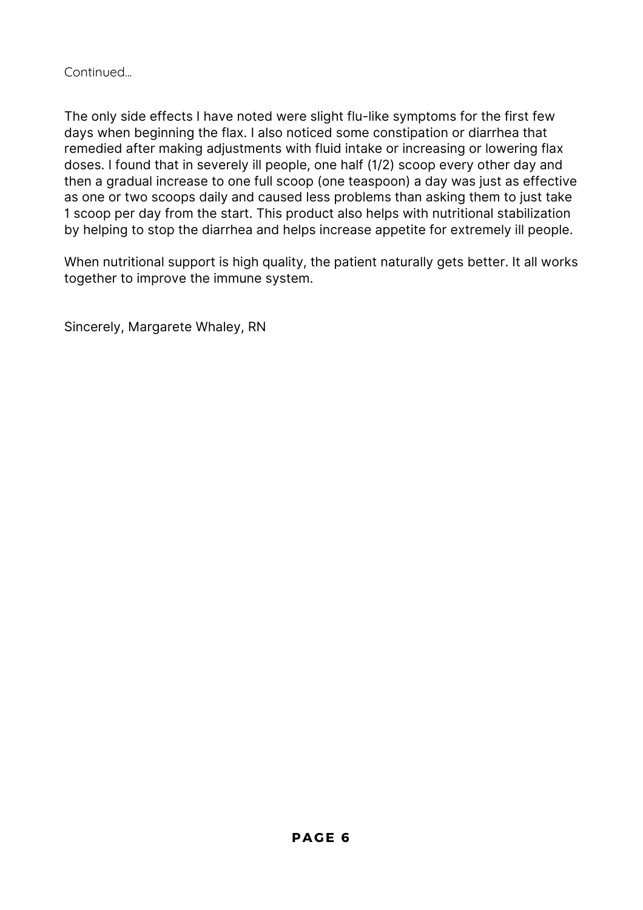Continued...

The only side effects I have noted were slight flu-like symptoms for the first few days when beginning the flax. I also noticed some constipation or diarrhea that remedied after making adjustments with fluid intake or increasing or lowering flax doses. I found that in severely ill people, one half (1/2) scoop every other day and then a gradual increase to one full scoop (one teaspoon) a day was just as effective as one or two scoops daily and caused less problems than asking them to just take 1 scoop per day from the start. This product also helps with nutritional stabilization by helping to stop the diarrhea and helps increase appetite for extremely ill people.

When nutritional support is high quality, the patient naturally gets better. It all works together to improve the immune system.

Sincerely, Margarete Whaley, RN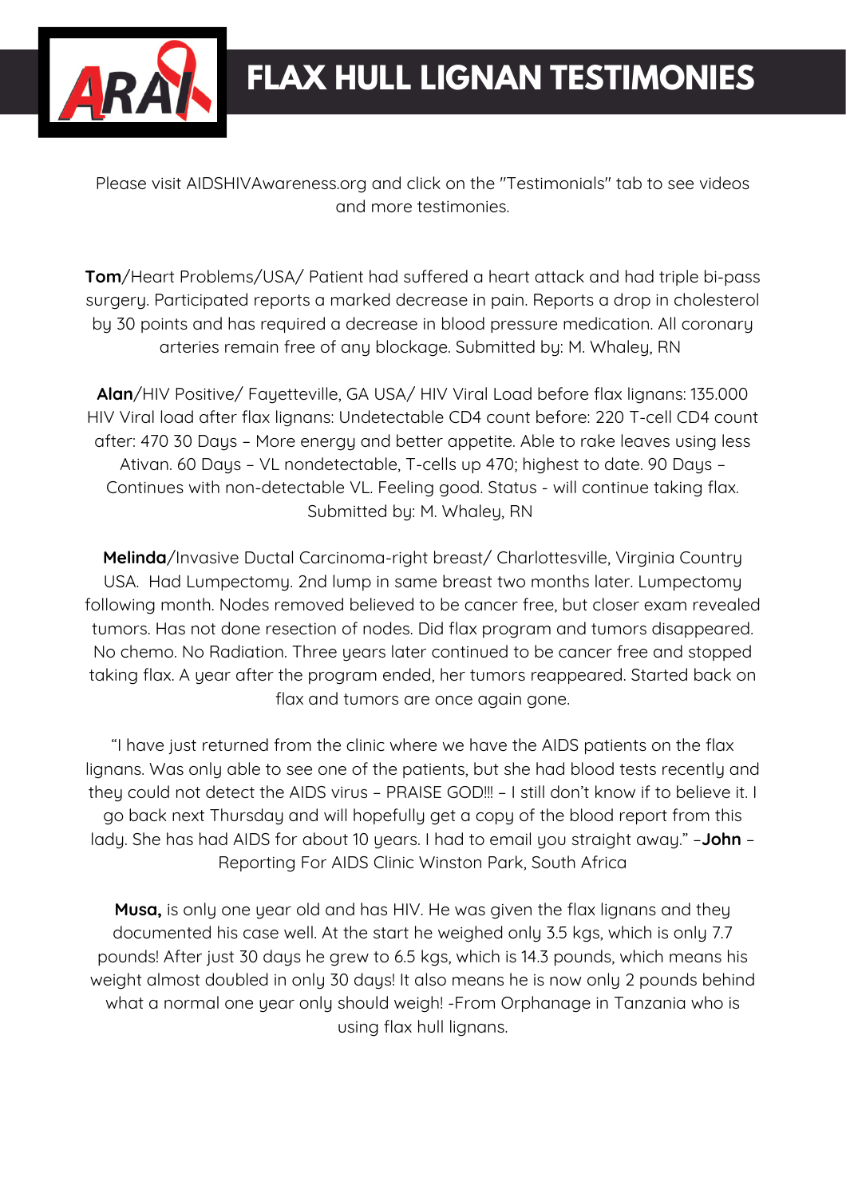# FLAX HULL LIGNAN TESTIMONIES

Please visit AIDSHIVAwareness.org and click on the "Testimonials" tab to see videos and more testimonies.

**Tom**/Heart Problems/USA/ Patient had suffered a heart attack and had triple bi-pass surgery. Participated reports a marked decrease in pain. Reports a drop in cholesterol by 30 points and has required a decrease in blood pressure medication. All coronary arteries remain free of any blockage. Submitted by: M. Whaley, RN

**Alan**/HIV Positive/ Fayetteville, GA USA/ HIV Viral Load before flax lignans: 135.000 HIV Viral load after flax lignans: Undetectable CD4 count before: 220 T-cell CD4 count after: 470 30 Days – More energy and better appetite. Able to rake leaves using less Ativan. 60 Days – VL nondetectable, T-cells up 470; highest to date. 90 Days – Continues with non-detectable VL. Feeling good. Status - will continue taking flax. Submitted by: M. Whaley, RN

**Melinda**/Invasive Ductal Carcinoma-right breast/ Charlottesville, Virginia Country USA. Had Lumpectomy. 2nd lump in same breast two months later. Lumpectomy following month. Nodes removed believed to be cancer free, but closer exam revealed tumors. Has not done resection of nodes. Did flax program and tumors disappeared. No chemo. No Radiation. Three years later continued to be cancer free and stopped taking flax. A year after the program ended, her tumors reappeared. Started back on flax and tumors are once again gone.

"I have just returned from the clinic where we have the AIDS patients on the flax lignans. Was only able to see one of the patients, but she had blood tests recently and they could not detect the AIDS virus – PRAISE GOD!!! – I still don't know if to believe it. I go back next Thursday and will hopefully get a copy of the blood report from this lady. She has had AIDS for about 10 years. I had to email you straight away." –**John** – Reporting For AIDS Clinic Winston Park, South Africa

**Musa,** is only one year old and has HIV. He was given the flax lignans and they documented his case well. At the start he weighed only 3.5 kgs, which is only 7.7 pounds! After just 30 days he grew to 6.5 kgs, which is 14.3 pounds, which means his weight almost doubled in only 30 days! It also means he is now only 2 pounds behind what a normal one year only should weigh! -From Orphanage in Tanzania who is using flax hull lignans.